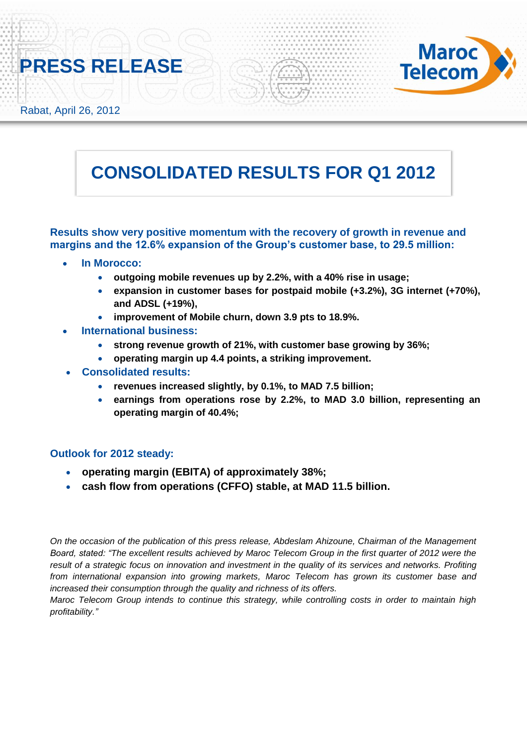# PRESS RELEASE

Rabat, April 26, 2012

# CONSOLIDATED RESULTS FOR Q1 2012

**Results show very positive momentum with the recovery of growth in revenue and margins and the 12.6% expansion of the Group's customer base, to 29.5 million:**

- **In Morocco:**
  - **outgoing mobile revenues up by 2.2%, with a 40% rise in usage;**
  - **expansion in customer bases for postpaid mobile (+3.2%), 3G internet (+70%), and ADSL (+19%),**
  - **improvement of Mobile churn, down 3.9 pts to 18.9%.**
- **International business:**
  - **strong revenue growth of 21%, with customer base growing by 36%;**
  - **operating margin up 4.4 points, a striking improvement.**
- **Consolidated results:**
  - **revenues increased slightly, by 0.1%, to MAD 7.5 billion;**
  - **earnings from operations rose by 2.2%, to MAD 3.0 billion, representing an operating margin of 40.4%;**

**Outlook for 2012 steady:**

- **operating margin (EBITA) of approximately 38%;**
- **cash flow from operations (CFFO) stable, at MAD 11.5 billion.**

*On the occasion of the publication of this press release, Abdeslam Ahizoune, Chairman of the Management Board, stated: "The excellent results achieved by Maroc Telecom Group in the first quarter of 2012 were the result of a strategic focus on innovation and investment in the quality of its services and networks. Profiting from international expansion into growing markets, Maroc Telecom has grown its customer base and increased their consumption through the quality and richness of its offers.*
*Maroc Telecom Group intends to continue this strategy, while controlling costs in order to maintain high profitability."*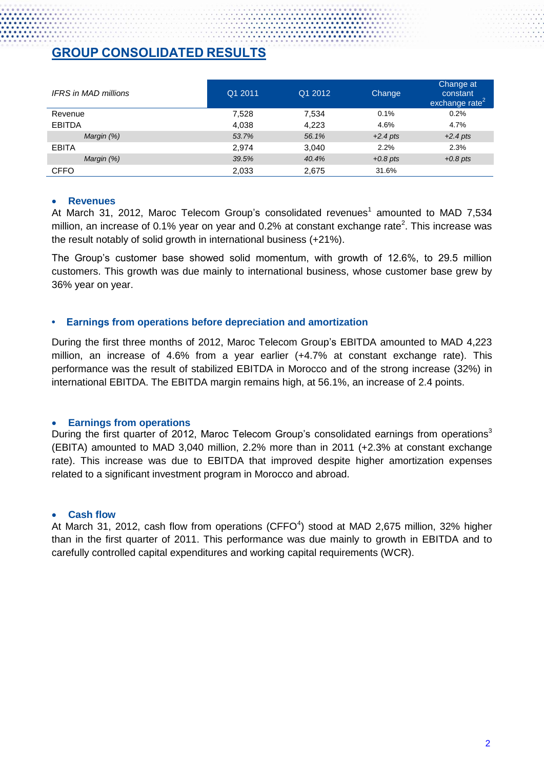## GROUP CONSOLIDATED RESULTS

| *IFRS in MAD millions* | Q1 2011 | Q1 2012 | Change | Change at constant exchange rate[2] |
|---|---|---|---|---|
| Revenue | 7,528 | 7,534 | 0.1% | 0.2% |
| EBITDA | 4,038 | 4,223 | 4.6% | 4.7% |
| *Margin (%)* | *53.7%* | *56.1%* | *+2.4 pts* | *+2.4 pts* |
| EBITA | 2,974 | 3,040 | 2.2% | 2.3% |
| *Margin (%)* | *39.5%* | *40.4%* | *+0.8 pts* | *+0.8 pts* |
| CFFO | 2,033 | 2,675 | 31.6% | |

- **Revenues**

At March 31, 2012, Maroc Telecom Group's consolidated revenues[1] amounted to MAD 7,534 million, an increase of 0.1% year on year and 0.2% at constant exchange rate[2]. This increase was the result notably of solid growth in international business (+21%).

The Group's customer base showed solid momentum, with growth of 12.6%, to 29.5 million customers. This growth was due mainly to international business, whose customer base grew by 36% year on year.

- **Earnings from operations before depreciation and amortization**

During the first three months of 2012, Maroc Telecom Group's EBITDA amounted to MAD 4,223 million, an increase of 4.6% from a year earlier (+4.7% at constant exchange rate). This performance was the result of stabilized EBITDA in Morocco and of the strong increase (32%) in international EBITDA. The EBITDA margin remains high, at 56.1%, an increase of 2.4 points.

- **Earnings from operations**

During the first quarter of 2012, Maroc Telecom Group's consolidated earnings from operations[3] (EBITA) amounted to MAD 3,040 million, 2.2% more than in 2011 (+2.3% at constant exchange rate). This increase was due to EBITDA that improved despite higher amortization expenses related to a significant investment program in Morocco and abroad.

- **Cash flow**

At March 31, 2012, cash flow from operations (CFFO[4]) stood at MAD 2,675 million, 32% higher than in the first quarter of 2011. This performance was due mainly to growth in EBITDA and to carefully controlled capital expenditures and working capital requirements (WCR).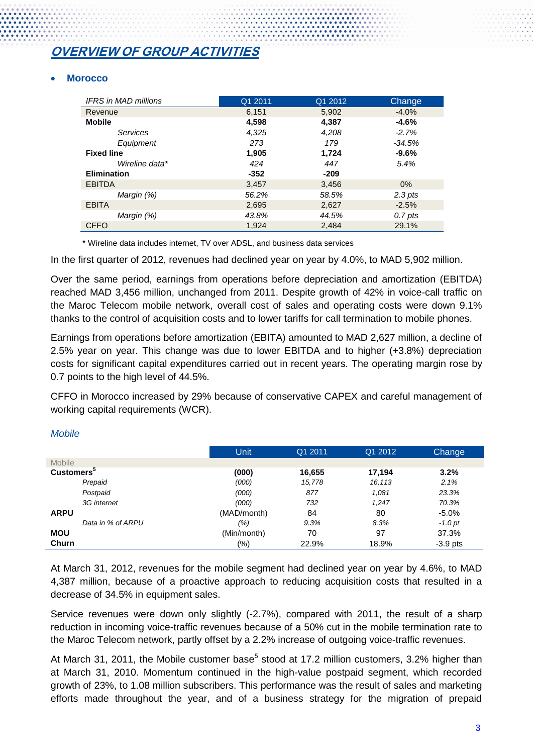# OVERVIEW OF GROUP ACTIVITIES

- **Morocco**

| *IFRS in MAD millions* | Q1 2011 | Q1 2012 | Change |
|---|---|---|---|
| Revenue | 6,151 | 5,902 | -4.0% |
| **Mobile** | **4,598** | **4,387** | **-4.6%** |
| *Services* | *4,325* | *4,208* | *-2.7%* |
| *Equipment* | *273* | *179* | *-34.5%* |
| **Fixed line** | **1,905** | **1,724** | **-9.6%** |
| *Wireline data** | *424* | *447* | *5.4%* |
| **Elimination** | **-352** | **-209** | |
| EBITDA | 3,457 | 3,456 | 0% |
| *Margin (%)* | *56.2%* | *58.5%* | *2.3 pts* |
| EBITA | 2,695 | 2,627 | -2.5% |
| *Margin (%)* | *43.8%* | *44.5%* | *0.7 pts* |
| CFFO | 1,924 | 2,484 | 29.1% |

\* Wireline data includes internet, TV over ADSL, and business data services

In the first quarter of 2012, revenues had declined year on year by 4.0%, to MAD 5,902 million.

Over the same period, earnings from operations before depreciation and amortization (EBITDA) reached MAD 3,456 million, unchanged from 2011. Despite growth of 42% in voice-call traffic on the Maroc Telecom mobile network, overall cost of sales and operating costs were down 9.1% thanks to the control of acquisition costs and to lower tariffs for call termination to mobile phones.

Earnings from operations before amortization (EBITA) amounted to MAD 2,627 million, a decline of 2.5% year on year. This change was due to lower EBITDA and to higher (+3.8%) depreciation costs for significant capital expenditures carried out in recent years. The operating margin rose by 0.7 points to the high level of 44.5%.

CFFO in Morocco increased by 29% because of conservative CAPEX and careful management of working capital requirements (WCR).

*Mobile*

| | Unit | Q1 2011 | Q1 2012 | Change |
|---|---|---|---|---|
| Mobile | | | | |
| **Customers[5]** | **(000)** | **16,655** | **17,194** | **3.2%** |
| *Prepaid* | *(000)* | *15,778* | *16,113* | *2.1%* |
| *Postpaid* | *(000)* | *877* | *1,081* | *23.3%* |
| *3G internet* | *(000)* | *732* | *1,247* | *70.3%* |
| **ARPU** | (MAD/month) | 84 | 80 | -5.0% |
| *Data in % of ARPU* | *(%)* | *9.3%* | *8.3%* | *-1.0 pt* |
| **MOU** | (Min/month) | 70 | 97 | 37.3% |
| **Churn** | (%) | 22.9% | 18.9% | -3.9 pts |

At March 31, 2012, revenues for the mobile segment had declined year on year by 4.6%, to MAD 4,387 million, because of a proactive approach to reducing acquisition costs that resulted in a decrease of 34.5% in equipment sales.

Service revenues were down only slightly (-2.7%), compared with 2011, the result of a sharp reduction in incoming voice-traffic revenues because of a 50% cut in the mobile termination rate to the Maroc Telecom network, partly offset by a 2.2% increase of outgoing voice-traffic revenues.

At March 31, 2011, the Mobile customer base[5] stood at 17.2 million customers, 3.2% higher than at March 31, 2010. Momentum continued in the high-value postpaid segment, which recorded growth of 23%, to 1.08 million subscribers. This performance was the result of sales and marketing efforts made throughout the year, and of a business strategy for the migration of prepaid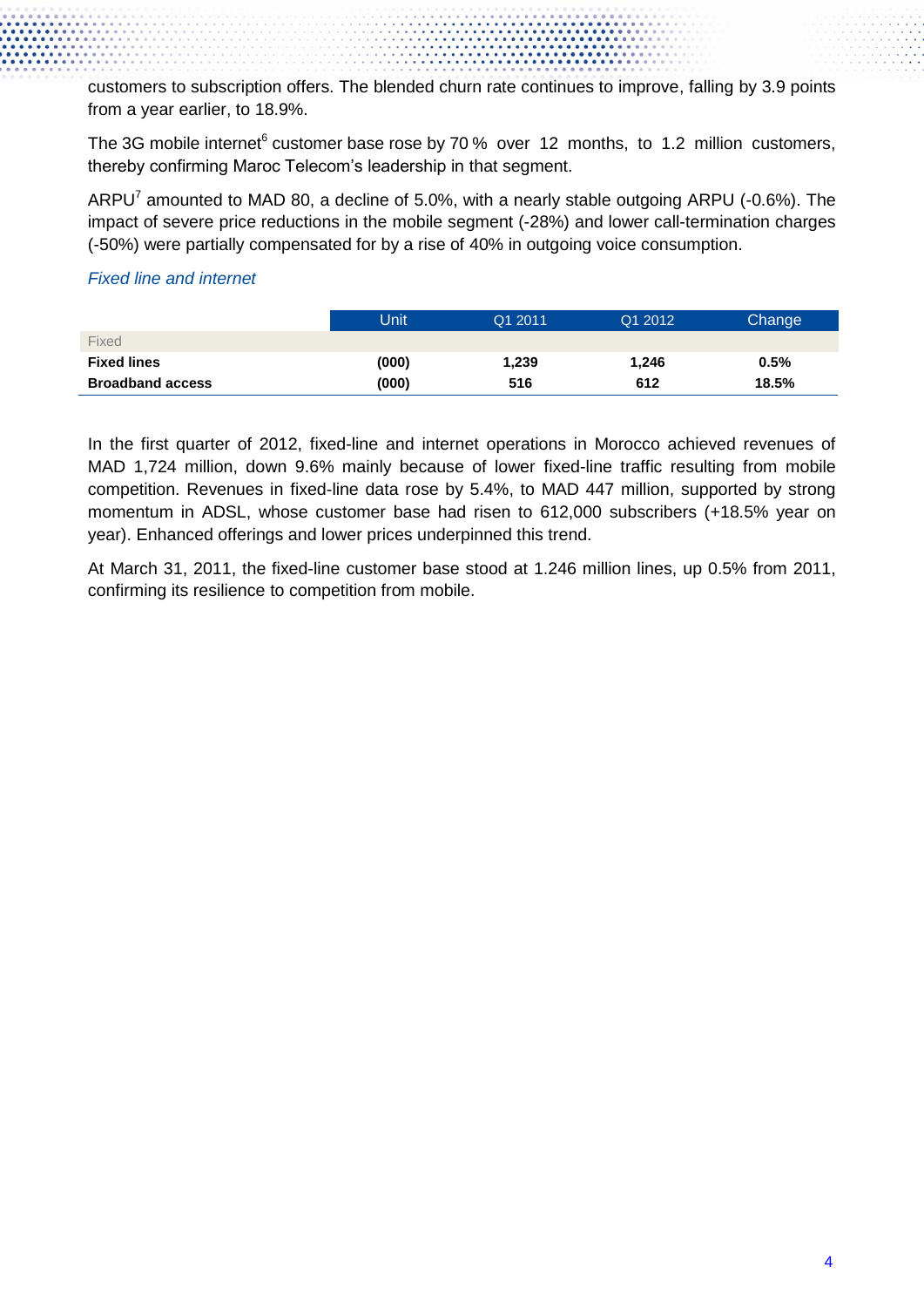customers to subscription offers. The blended churn rate continues to improve, falling by 3.9 points from a year earlier, to 18.9%.

The 3G mobile internet[6] customer base rose by 70 % over 12 months, to 1.2 million customers, thereby confirming Maroc Telecom's leadership in that segment.

ARPU[7] amounted to MAD 80, a decline of 5.0%, with a nearly stable outgoing ARPU (-0.6%). The impact of severe price reductions in the mobile segment (-28%) and lower call-termination charges (-50%) were partially compensated for by a rise of 40% in outgoing voice consumption.

*Fixed line and internet*

| | Unit | Q1 2011 | Q1 2012 | Change |
|---|---|---|---|---|
| Fixed | | | | |
| **Fixed lines** | **(000)** | **1,239** | **1,246** | **0.5%** |
| **Broadband access** | **(000)** | **516** | **612** | **18.5%** |

In the first quarter of 2012, fixed-line and internet operations in Morocco achieved revenues of MAD 1,724 million, down 9.6% mainly because of lower fixed-line traffic resulting from mobile competition. Revenues in fixed-line data rose by 5.4%, to MAD 447 million, supported by strong momentum in ADSL, whose customer base had risen to 612,000 subscribers (+18.5% year on year). Enhanced offerings and lower prices underpinned this trend.

At March 31, 2011, the fixed-line customer base stood at 1.246 million lines, up 0.5% from 2011, confirming its resilience to competition from mobile.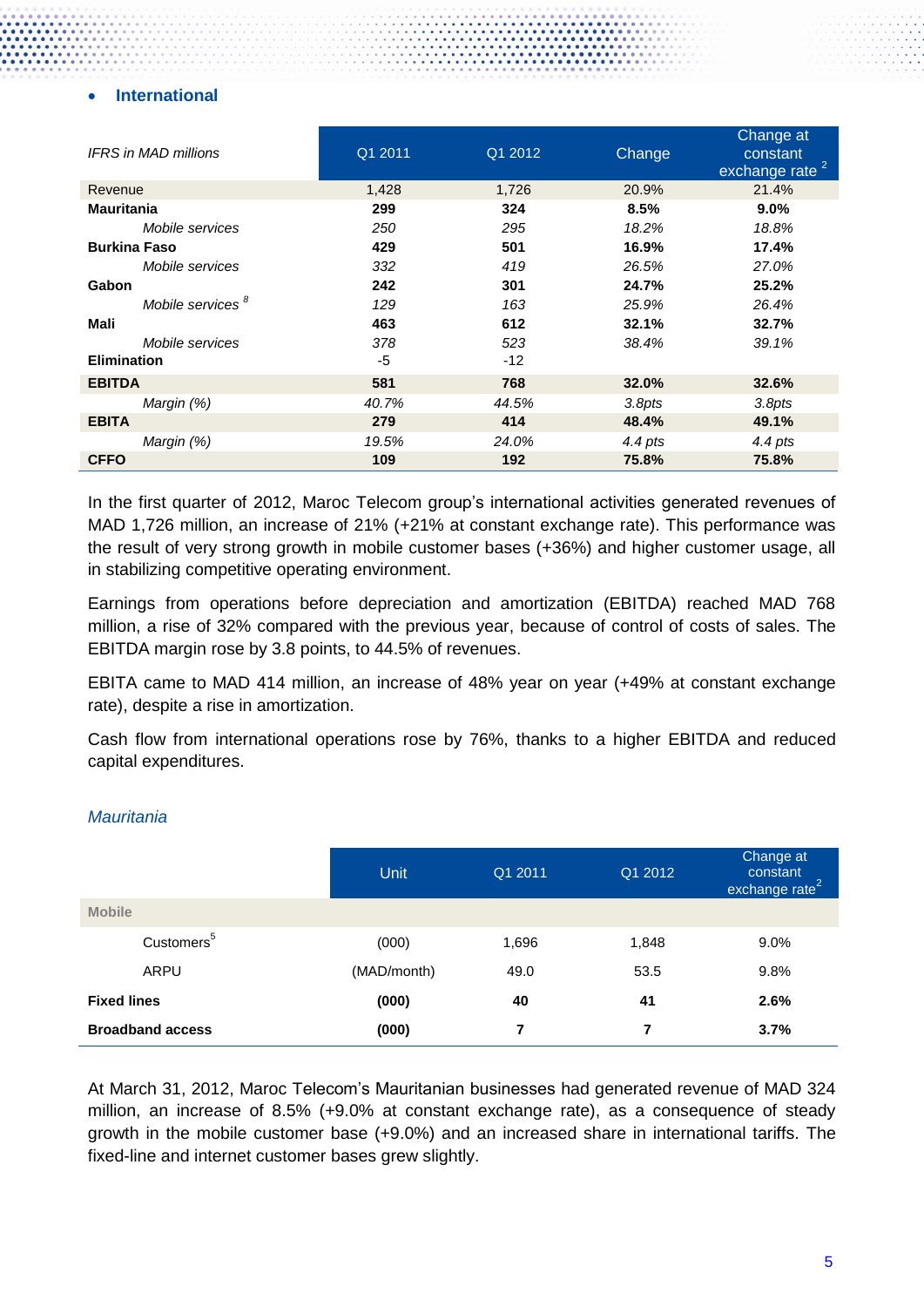- **International**

| *IFRS in MAD millions* | Q1 2011 | Q1 2012 | Change | Change at constant exchange rate [2] |
|---|---|---|---|---|
| Revenue | 1,428 | 1,726 | 20.9% | 21.4% |
| **Mauritania** | **299** | **324** | **8.5%** | **9.0%** |
| *Mobile services* | *250* | *295* | *18.2%* | *18.8%* |
| **Burkina Faso** | **429** | **501** | **16.9%** | **17.4%** |
| *Mobile services* | *332* | *419* | *26.5%* | *27.0%* |
| **Gabon** | **242** | **301** | **24.7%** | **25.2%** |
| *Mobile services* [8] | *129* | *163* | *25.9%* | *26.4%* |
| **Mali** | **463** | **612** | **32.1%** | **32.7%** |
| *Mobile services* | *378* | *523* | *38.4%* | *39.1%* |
| **Elimination** | -5 | -12 | | |
| **EBITDA** | **581** | **768** | **32.0%** | **32.6%** |
| *Margin (%)* | *40.7%* | *44.5%* | *3.8pts* | *3.8pts* |
| **EBITA** | **279** | **414** | **48.4%** | **49.1%** |
| *Margin (%)* | *19.5%* | *24.0%* | *4.4 pts* | *4.4 pts* |
| **CFFO** | **109** | **192** | **75.8%** | **75.8%** |

In the first quarter of 2012, Maroc Telecom group's international activities generated revenues of MAD 1,726 million, an increase of 21% (+21% at constant exchange rate). This performance was the result of very strong growth in mobile customer bases (+36%) and higher customer usage, all in stabilizing competitive operating environment.

Earnings from operations before depreciation and amortization (EBITDA) reached MAD 768 million, a rise of 32% compared with the previous year, because of control of costs of sales. The EBITDA margin rose by 3.8 points, to 44.5% of revenues.

EBITA came to MAD 414 million, an increase of 48% year on year (+49% at constant exchange rate), despite a rise in amortization.

Cash flow from international operations rose by 76%, thanks to a higher EBITDA and reduced capital expenditures.

*Mauritania*

| | Unit | Q1 2011 | Q1 2012 | Change at constant exchange rate [2] |
|---|---|---|---|---|
| **Mobile** | | | | |
| Customers [5] | (000) | 1,696 | 1,848 | 9.0% |
| ARPU | (MAD/month) | 49.0 | 53.5 | 9.8% |
| **Fixed lines** | **(000)** | **40** | **41** | **2.6%** |
| **Broadband access** | **(000)** | **7** | **7** | **3.7%** |

At March 31, 2012, Maroc Telecom's Mauritanian businesses had generated revenue of MAD 324 million, an increase of 8.5% (+9.0% at constant exchange rate), as a consequence of steady growth in the mobile customer base (+9.0%) and an increased share in international tariffs. The fixed-line and internet customer bases grew slightly.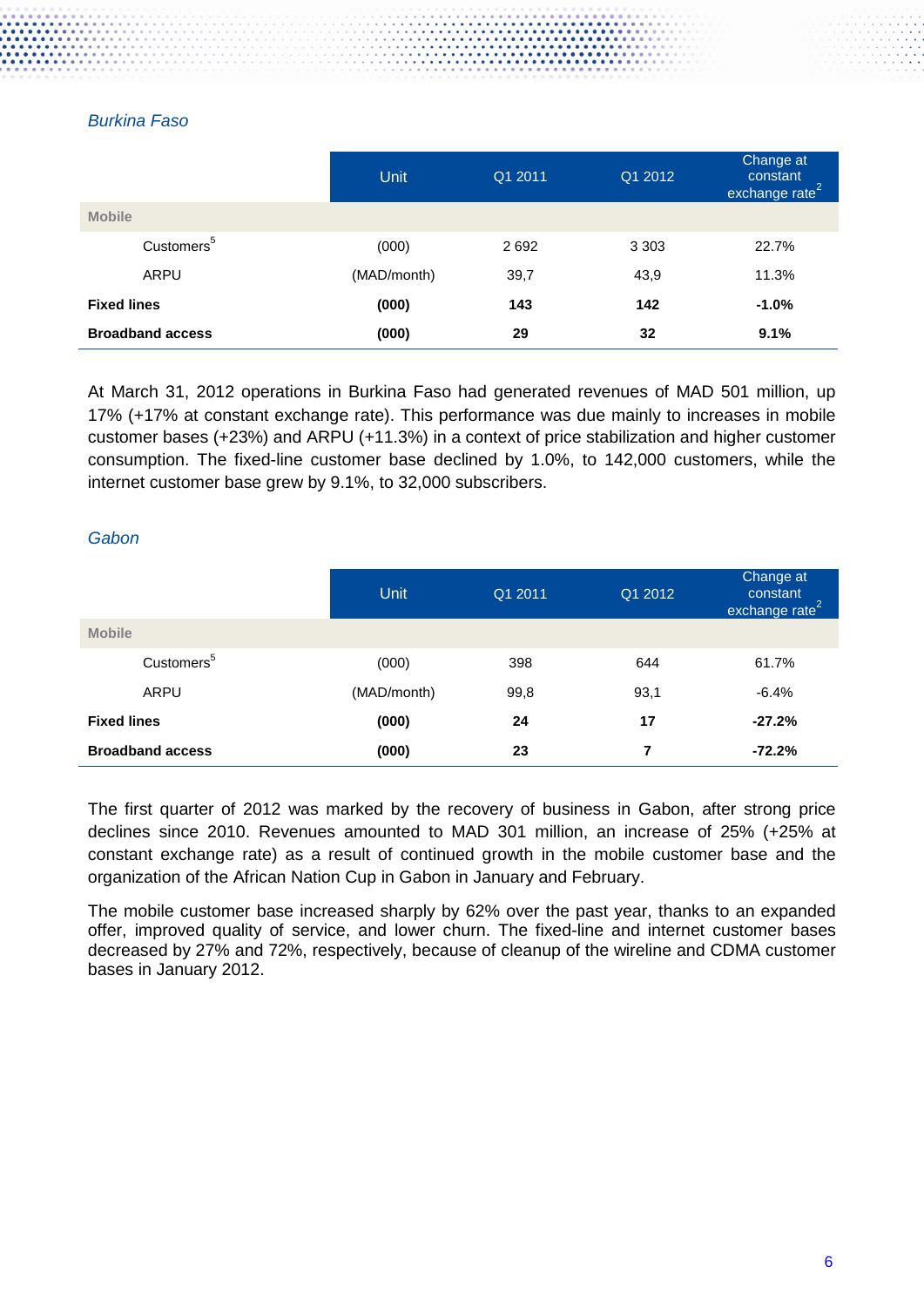*Burkina Faso*

| | Unit | Q1 2011 | Q1 2012 | Change at constant exchange rate[2] |
|---|---|---|---|---|
| **Mobile** | | | | |
| Customers[5] | (000) | 2 692 | 3 303 | 22.7% |
| ARPU | (MAD/month) | 39,7 | 43,9 | 11.3% |
| **Fixed lines** | **(000)** | **143** | **142** | **-1.0%** |
| **Broadband access** | **(000)** | **29** | **32** | **9.1%** |

At March 31, 2012 operations in Burkina Faso had generated revenues of MAD 501 million, up 17% (+17% at constant exchange rate). This performance was due mainly to increases in mobile customer bases (+23%) and ARPU (+11.3%) in a context of price stabilization and higher customer consumption. The fixed-line customer base declined by 1.0%, to 142,000 customers, while the internet customer base grew by 9.1%, to 32,000 subscribers.

*Gabon*

| | Unit | Q1 2011 | Q1 2012 | Change at constant exchange rate[2] |
|---|---|---|---|---|
| **Mobile** | | | | |
| Customers[5] | (000) | 398 | 644 | 61.7% |
| ARPU | (MAD/month) | 99,8 | 93,1 | -6.4% |
| **Fixed lines** | **(000)** | **24** | **17** | **-27.2%** |
| **Broadband access** | **(000)** | **23** | **7** | **-72.2%** |

The first quarter of 2012 was marked by the recovery of business in Gabon, after strong price declines since 2010. Revenues amounted to MAD 301 million, an increase of 25% (+25% at constant exchange rate) as a result of continued growth in the mobile customer base and the organization of the African Nation Cup in Gabon in January and February.

The mobile customer base increased sharply by 62% over the past year, thanks to an expanded offer, improved quality of service, and lower churn. The fixed-line and internet customer bases decreased by 27% and 72%, respectively, because of cleanup of the wireline and CDMA customer bases in January 2012.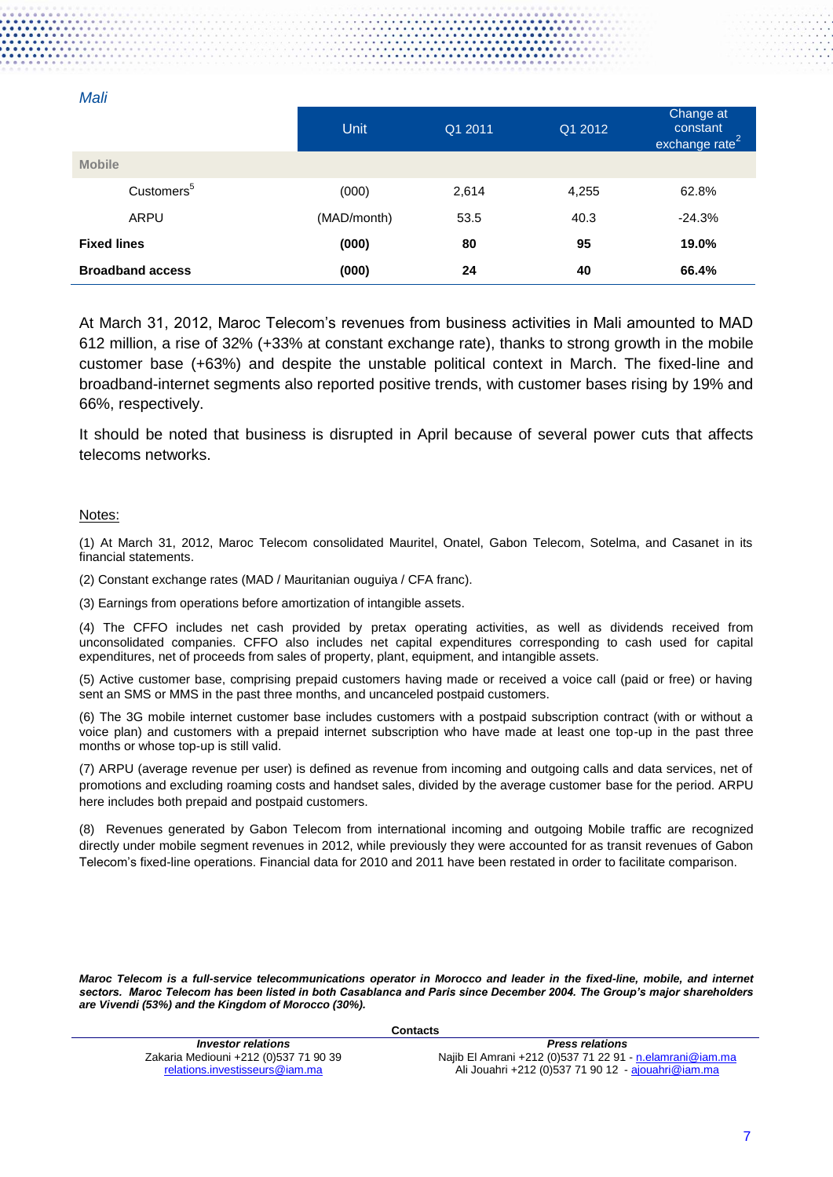*Mali*

| | Unit | Q1 2011 | Q1 2012 | Change at constant exchange rate[2] |
|---|---|---|---|---|
| **Mobile** | | | | |
| Customers[5] | (000) | 2,614 | 4,255 | 62.8% |
| ARPU | (MAD/month) | 53.5 | 40.3 | -24.3% |
| **Fixed lines** | **(000)** | **80** | **95** | **19.0%** |
| **Broadband access** | **(000)** | **24** | **40** | **66.4%** |

At March 31, 2012, Maroc Telecom's revenues from business activities in Mali amounted to MAD 612 million, a rise of 32% (+33% at constant exchange rate), thanks to strong growth in the mobile customer base (+63%) and despite the unstable political context in March. The fixed-line and broadband-internet segments also reported positive trends, with customer bases rising by 19% and 66%, respectively.

It should be noted that business is disrupted in April because of several power cuts that affects telecoms networks.

Notes:

(1) At March 31, 2012, Maroc Telecom consolidated Mauritel, Onatel, Gabon Telecom, Sotelma, and Casanet in its financial statements.

(2) Constant exchange rates (MAD / Mauritanian ouguiya / CFA franc).

(3) Earnings from operations before amortization of intangible assets.

(4) The CFFO includes net cash provided by pretax operating activities, as well as dividends received from unconsolidated companies. CFFO also includes net capital expenditures corresponding to cash used for capital expenditures, net of proceeds from sales of property, plant, equipment, and intangible assets.

(5) Active customer base, comprising prepaid customers having made or received a voice call (paid or free) or having sent an SMS or MMS in the past three months, and uncanceled postpaid customers.

(6) The 3G mobile internet customer base includes customers with a postpaid subscription contract (with or without a voice plan) and customers with a prepaid internet subscription who have made at least one top-up in the past three months or whose top-up is still valid.

(7) ARPU (average revenue per user) is defined as revenue from incoming and outgoing calls and data services, net of promotions and excluding roaming costs and handset sales, divided by the average customer base for the period. ARPU here includes both prepaid and postpaid customers.

(8) Revenues generated by Gabon Telecom from international incoming and outgoing Mobile traffic are recognized directly under mobile segment revenues in 2012, while previously they were accounted for as transit revenues of Gabon Telecom's fixed-line operations. Financial data for 2010 and 2011 have been restated in order to facilitate comparison.

***Maroc Telecom is a full-service telecommunications operator in Morocco and leader in the fixed-line, mobile, and internet sectors. Maroc Telecom has been listed in both Casablanca and Paris since December 2004. The Group's major shareholders are Vivendi (53%) and the Kingdom of Morocco (30%).***

**Contacts**

***Investor relations***
Zakaria Mediouni +212 (0)537 71 90 39
relations.investisseurs@iam.ma

***Press relations***
Najib El Amrani +212 (0)537 71 22 91 - n.elamrani@iam.ma
Ali Jouahri +212 (0)537 71 90 12 - ajouahri@iam.ma